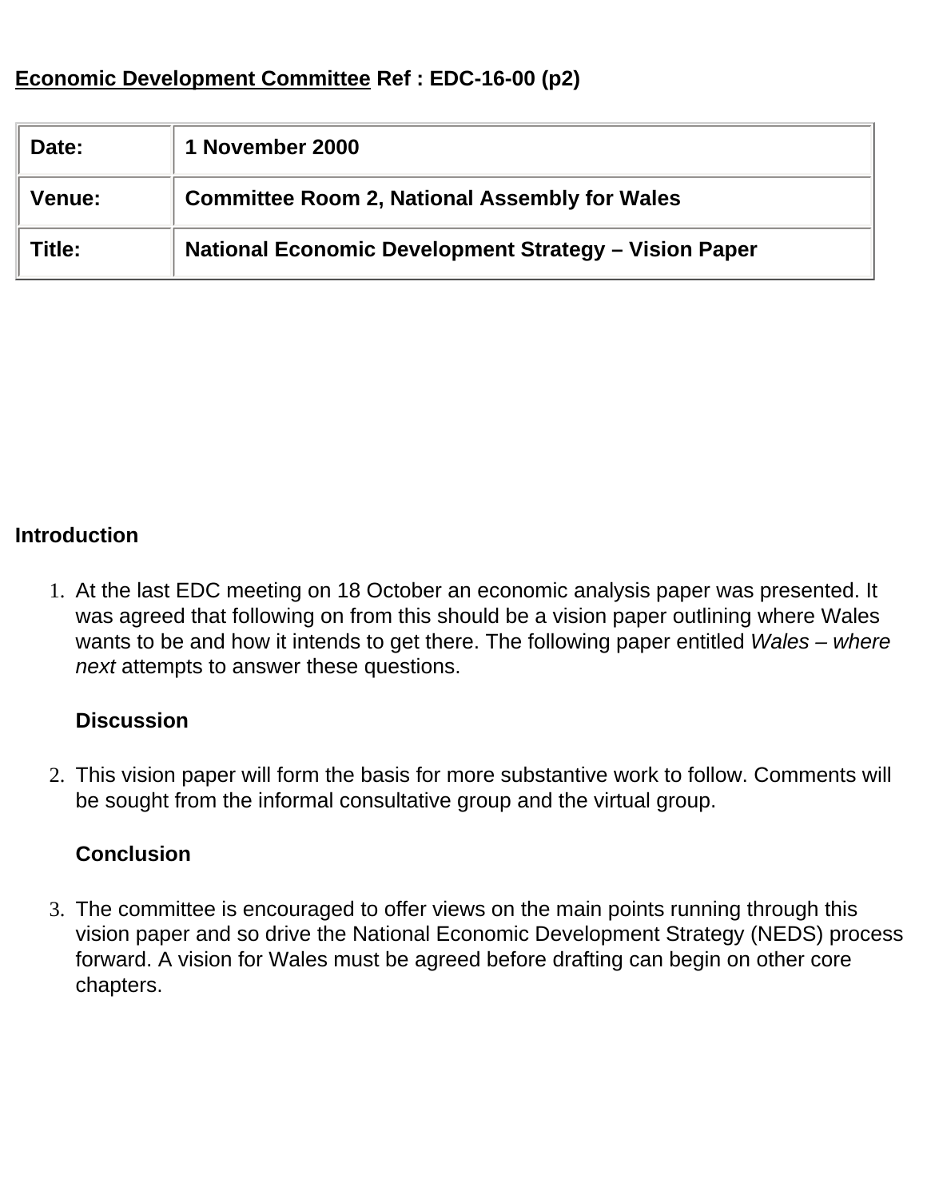**<u>Economic Development Committee</u> Ref : EDC-16-00 (p2)**

| | |
|---|---|
| **Date:** | **1 November 2000** |
| **Venue:** | **Committee Room 2, National Assembly for Wales** |
| **Title:** | **National Economic Development Strategy – Vision Paper** |

**Introduction**

1. At the last EDC meeting on 18 October an economic analysis paper was presented. It was agreed that following on from this should be a vision paper outlining where Wales wants to be and how it intends to get there. The following paper entitled *Wales – where next* attempts to answer these questions.

   **Discussion**

2. This vision paper will form the basis for more substantive work to follow. Comments will be sought from the informal consultative group and the virtual group.

   **Conclusion**

3. The committee is encouraged to offer views on the main points running through this vision paper and so drive the National Economic Development Strategy (NEDS) process forward. A vision for Wales must be agreed before drafting can begin on other core chapters.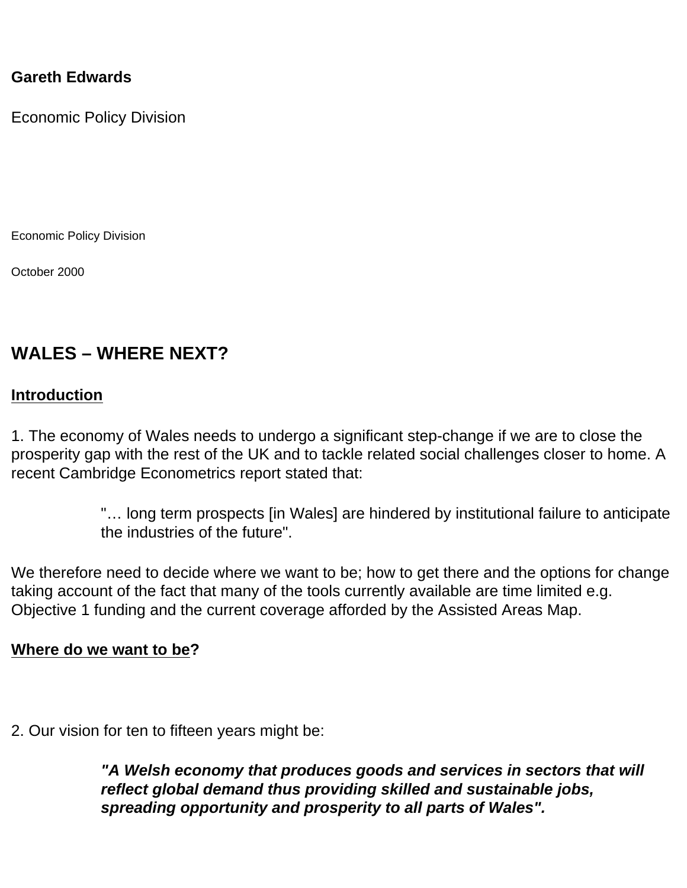**Gareth Edwards**

Economic Policy Division

Economic Policy Division

October 2000

## WALES – WHERE NEXT?

### Introduction

1. The economy of Wales needs to undergo a significant step-change if we are to close the prosperity gap with the rest of the UK and to tackle related social challenges closer to home. A recent Cambridge Econometrics report stated that:

> "… long term prospects [in Wales] are hindered by institutional failure to anticipate the industries of the future".

We therefore need to decide where we want to be; how to get there and the options for change taking account of the fact that many of the tools currently available are time limited e.g. Objective 1 funding and the current coverage afforded by the Assisted Areas Map.

### Where do we want to be?

2. Our vision for ten to fifteen years might be:

> ***"A Welsh economy that produces goods and services in sectors that will reflect global demand thus providing skilled and sustainable jobs, spreading opportunity and prosperity to all parts of Wales".***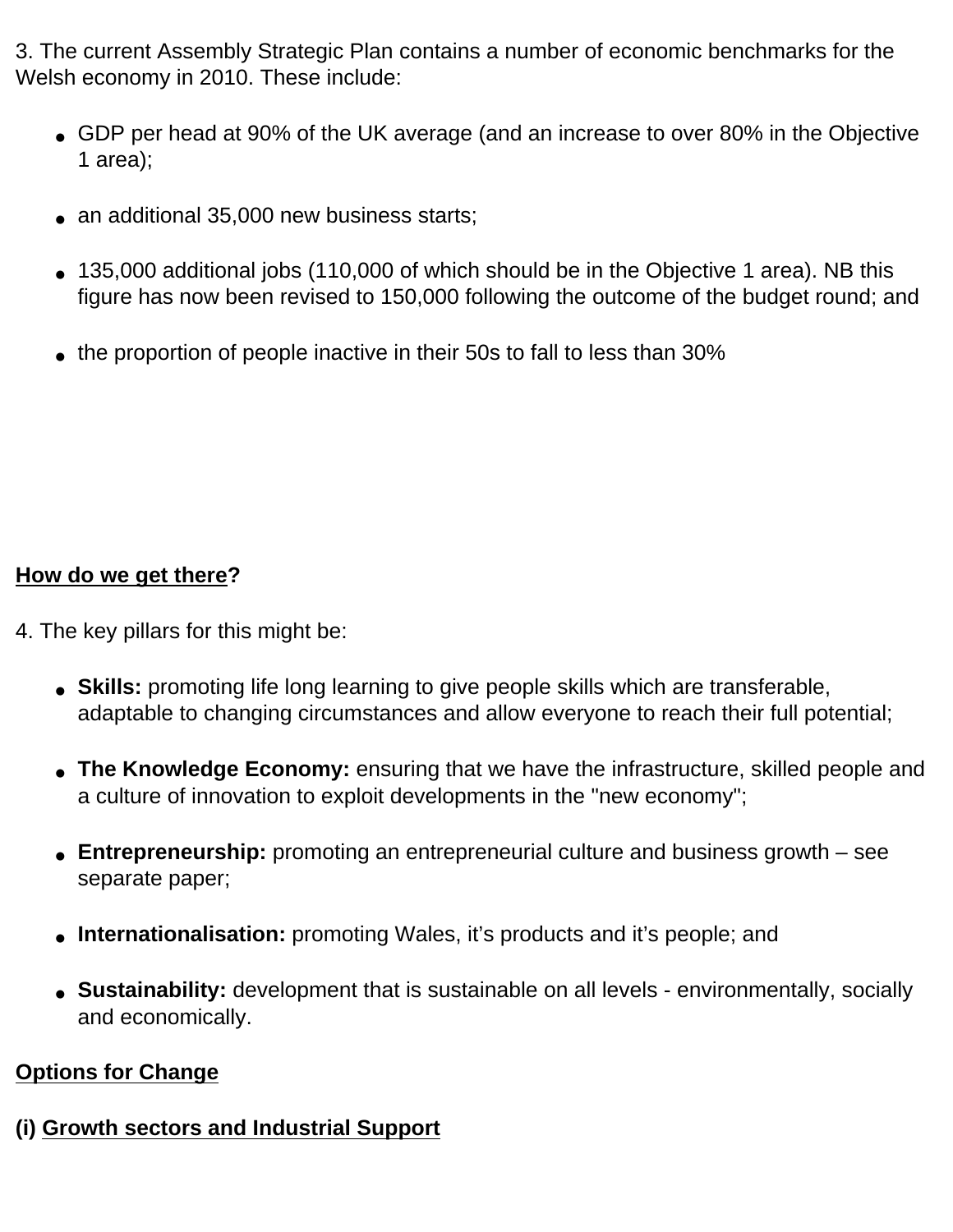3. The current Assembly Strategic Plan contains a number of economic benchmarks for the Welsh economy in 2010. These include:

- GDP per head at 90% of the UK average (and an increase to over 80% in the Objective 1 area);
- an additional 35,000 new business starts;
- 135,000 additional jobs (110,000 of which should be in the Objective 1 area). NB this figure has now been revised to 150,000 following the outcome of the budget round; and
- the proportion of people inactive in their 50s to fall to less than 30%

**<u>How do we get there</u>?**

4. The key pillars for this might be:

- **Skills:** promoting life long learning to give people skills which are transferable, adaptable to changing circumstances and allow everyone to reach their full potential;
- **The Knowledge Economy:** ensuring that we have the infrastructure, skilled people and a culture of innovation to exploit developments in the "new economy";
- **Entrepreneurship:** promoting an entrepreneurial culture and business growth – see separate paper;
- **Internationalisation:** promoting Wales, it's products and it's people; and
- **Sustainability:** development that is sustainable on all levels - environmentally, socially and economically.

**<u>Options for Change</u>**

**(i) <u>Growth sectors and Industrial Support</u>**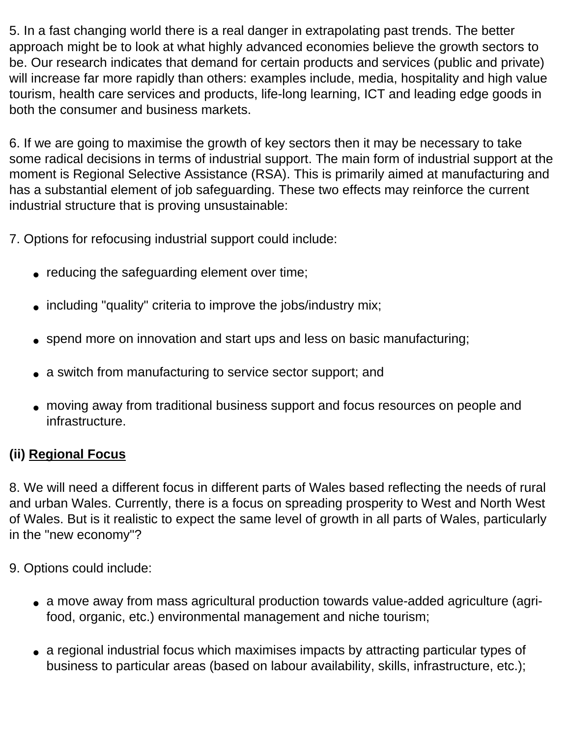5. In a fast changing world there is a real danger in extrapolating past trends. The better approach might be to look at what highly advanced economies believe the growth sectors to be. Our research indicates that demand for certain products and services (public and private) will increase far more rapidly than others: examples include, media, hospitality and high value tourism, health care services and products, life-long learning, ICT and leading edge goods in both the consumer and business markets.

6. If we are going to maximise the growth of key sectors then it may be necessary to take some radical decisions in terms of industrial support. The main form of industrial support at the moment is Regional Selective Assistance (RSA). This is primarily aimed at manufacturing and has a substantial element of job safeguarding. These two effects may reinforce the current industrial structure that is proving unsustainable:

7. Options for refocusing industrial support could include:

- reducing the safeguarding element over time;
- including "quality" criteria to improve the jobs/industry mix;
- spend more on innovation and start ups and less on basic manufacturing;
- a switch from manufacturing to service sector support; and
- moving away from traditional business support and focus resources on people and infrastructure.

**(ii) <u>Regional Focus</u>**

8. We will need a different focus in different parts of Wales based reflecting the needs of rural and urban Wales. Currently, there is a focus on spreading prosperity to West and North West of Wales. But is it realistic to expect the same level of growth in all parts of Wales, particularly in the "new economy"?

9. Options could include:

- a move away from mass agricultural production towards value-added agriculture (agri-food, organic, etc.) environmental management and niche tourism;
- a regional industrial focus which maximises impacts by attracting particular types of business to particular areas (based on labour availability, skills, infrastructure, etc.);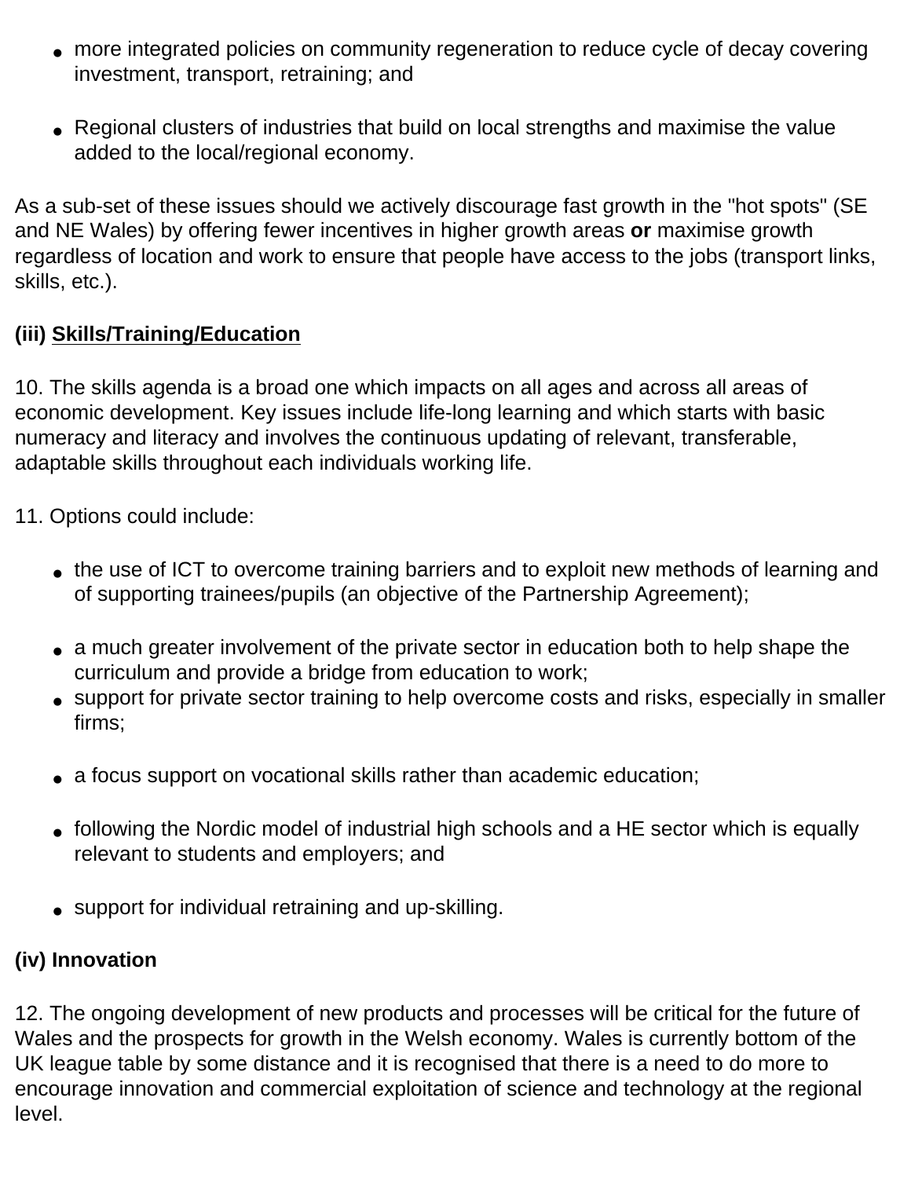- more integrated policies on community regeneration to reduce cycle of decay covering investment, transport, retraining; and

- Regional clusters of industries that build on local strengths and maximise the value added to the local/regional economy.

As a sub-set of these issues should we actively discourage fast growth in the "hot spots" (SE and NE Wales) by offering fewer incentives in higher growth areas **or** maximise growth regardless of location and work to ensure that people have access to the jobs (transport links, skills, etc.).

**(iii) <u>Skills/Training/Education</u>**

10. The skills agenda is a broad one which impacts on all ages and across all areas of economic development. Key issues include life-long learning and which starts with basic numeracy and literacy and involves the continuous updating of relevant, transferable, adaptable skills throughout each individuals working life.

11. Options could include:

- the use of ICT to overcome training barriers and to exploit new methods of learning and of supporting trainees/pupils (an objective of the Partnership Agreement);

- a much greater involvement of the private sector in education both to help shape the curriculum and provide a bridge from education to work;
- support for private sector training to help overcome costs and risks, especially in smaller firms;

- a focus support on vocational skills rather than academic education;

- following the Nordic model of industrial high schools and a HE sector which is equally relevant to students and employers; and

- support for individual retraining and up-skilling.

**(iv) Innovation**

12. The ongoing development of new products and processes will be critical for the future of Wales and the prospects for growth in the Welsh economy. Wales is currently bottom of the UK league table by some distance and it is recognised that there is a need to do more to encourage innovation and commercial exploitation of science and technology at the regional level.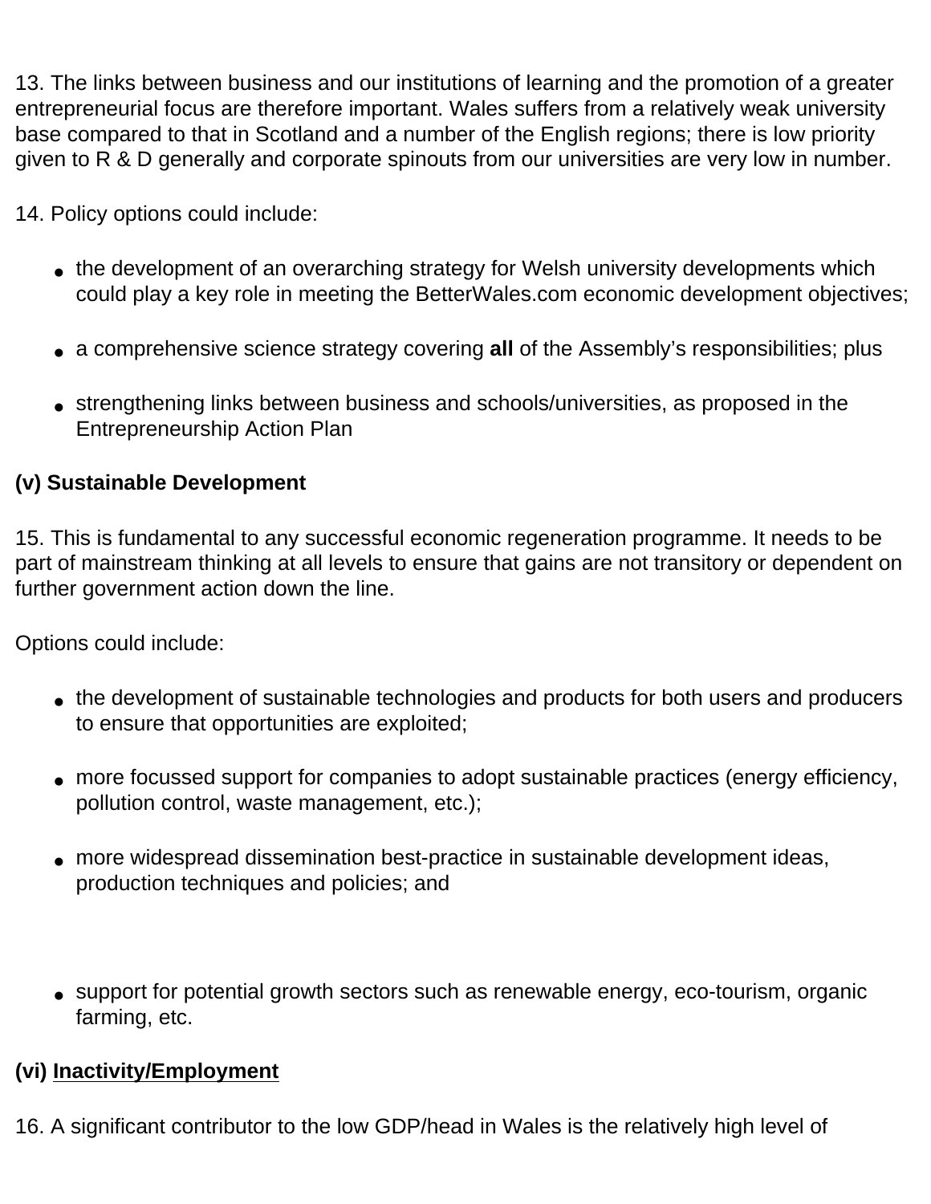13. The links between business and our institutions of learning and the promotion of a greater entrepreneurial focus are therefore important. Wales suffers from a relatively weak university base compared to that in Scotland and a number of the English regions; there is low priority given to R & D generally and corporate spinouts from our universities are very low in number.

14. Policy options could include:

- the development of an overarching strategy for Welsh university developments which could play a key role in meeting the BetterWales.com economic development objectives;
- a comprehensive science strategy covering **all** of the Assembly's responsibilities; plus
- strengthening links between business and schools/universities, as proposed in the Entrepreneurship Action Plan

**(v) Sustainable Development**

15. This is fundamental to any successful economic regeneration programme. It needs to be part of mainstream thinking at all levels to ensure that gains are not transitory or dependent on further government action down the line.

Options could include:

- the development of sustainable technologies and products for both users and producers to ensure that opportunities are exploited;
- more focussed support for companies to adopt sustainable practices (energy efficiency, pollution control, waste management, etc.);
- more widespread dissemination best-practice in sustainable development ideas, production techniques and policies; and
- support for potential growth sectors such as renewable energy, eco-tourism, organic farming, etc.

**(vi) <u>Inactivity/Employment</u>**

16. A significant contributor to the low GDP/head in Wales is the relatively high level of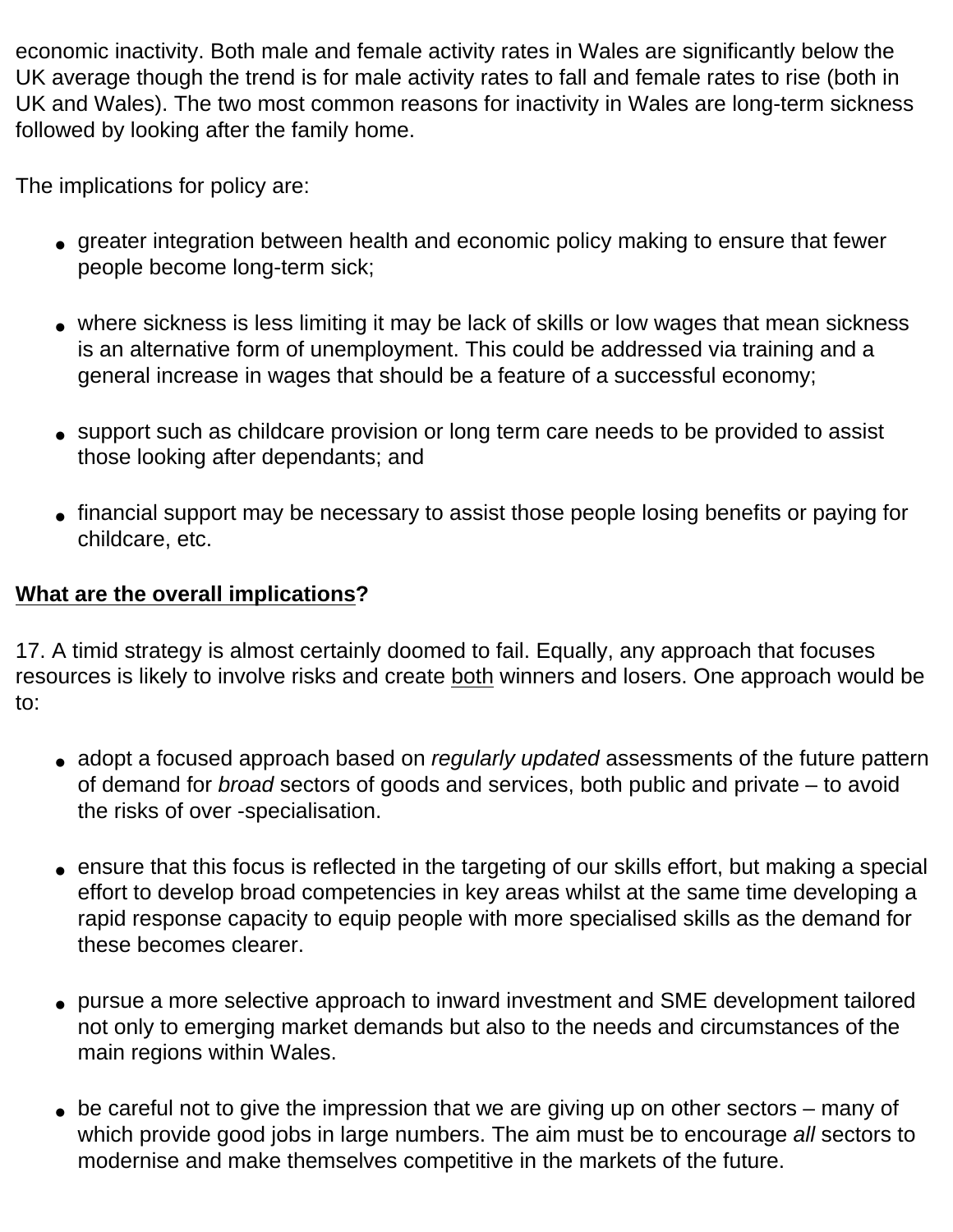economic inactivity. Both male and female activity rates in Wales are significantly below the UK average though the trend is for male activity rates to fall and female rates to rise (both in UK and Wales). The two most common reasons for inactivity in Wales are long-term sickness followed by looking after the family home.

The implications for policy are:

- greater integration between health and economic policy making to ensure that fewer people become long-term sick;
- where sickness is less limiting it may be lack of skills or low wages that mean sickness is an alternative form of unemployment. This could be addressed via training and a general increase in wages that should be a feature of a successful economy;
- support such as childcare provision or long term care needs to be provided to assist those looking after dependants; and
- financial support may be necessary to assist those people losing benefits or paying for childcare, etc.

**What are the overall implications?**

17. A timid strategy is almost certainly doomed to fail. Equally, any approach that focuses resources is likely to involve risks and create both winners and losers. One approach would be to:

- adopt a focused approach based on *regularly updated* assessments of the future pattern of demand for *broad* sectors of goods and services, both public and private – to avoid the risks of over -specialisation.
- ensure that this focus is reflected in the targeting of our skills effort, but making a special effort to develop broad competencies in key areas whilst at the same time developing a rapid response capacity to equip people with more specialised skills as the demand for these becomes clearer.
- pursue a more selective approach to inward investment and SME development tailored not only to emerging market demands but also to the needs and circumstances of the main regions within Wales.
- be careful not to give the impression that we are giving up on other sectors – many of which provide good jobs in large numbers. The aim must be to encourage *all* sectors to modernise and make themselves competitive in the markets of the future.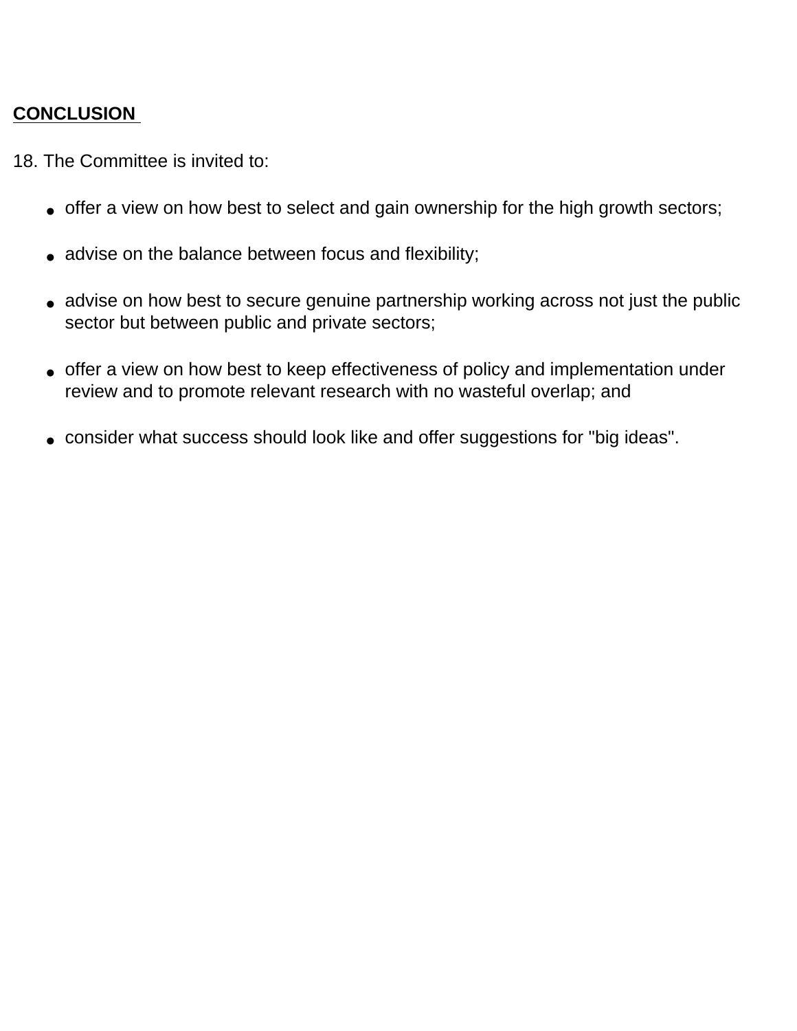## CONCLUSION

18. The Committee is invited to:

- offer a view on how best to select and gain ownership for the high growth sectors;
- advise on the balance between focus and flexibility;
- advise on how best to secure genuine partnership working across not just the public sector but between public and private sectors;
- offer a view on how best to keep effectiveness of policy and implementation under review and to promote relevant research with no wasteful overlap; and
- consider what success should look like and offer suggestions for "big ideas".